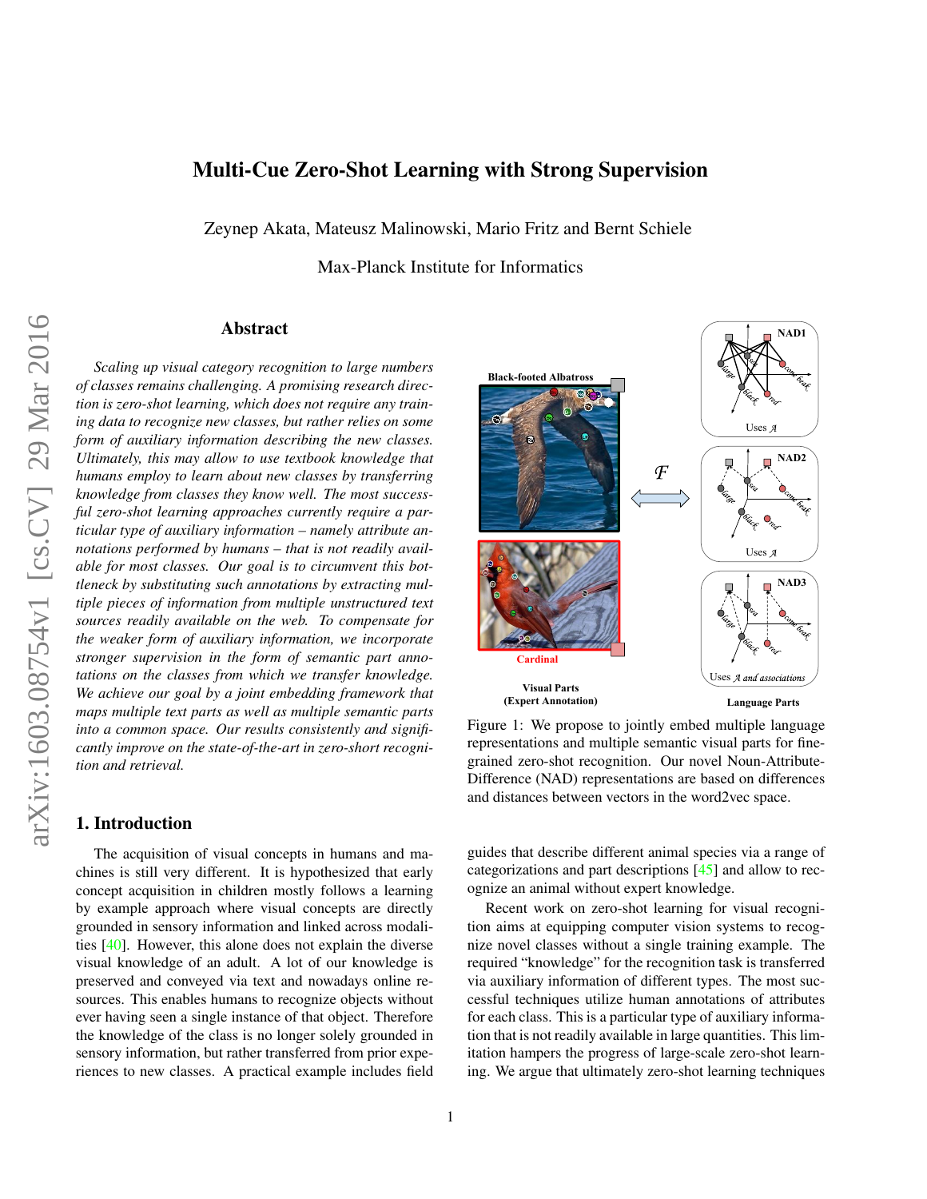# Multi-Cue Zero-Shot Learning with Strong Supervision

Zeynep Akata, Mateusz Malinowski, Mario Fritz and Bernt Schiele

Max-Planck Institute for Informatics

## Abstract

*Scaling up visual category recognition to large numbers of classes remains challenging. A promising research direction is zero-shot learning, which does not require any training data to recognize new classes, but rather relies on some form of auxiliary information describing the new classes. Ultimately, this may allow to use textbook knowledge that humans employ to learn about new classes by transferring knowledge from classes they know well. The most successful zero-shot learning approaches currently require a particular type of auxiliary information – namely attribute annotations performed by humans – that is not readily available for most classes. Our goal is to circumvent this bottleneck by substituting such annotations by extracting multiple pieces of information from multiple unstructured text sources readily available on the web. To compensate for the weaker form of auxiliary information, we incorporate stronger supervision in the form of semantic part annotations on the classes from which we transfer knowledge. We achieve our goal by a joint embedding framework that maps multiple text parts as well as multiple semantic parts into a common space. Our results consistently and significantly improve on the state-of-the-art in zero-short recognition and retrieval.*

Black-footed Albatross

Cardinal

Visual Parts
(Expert Annotation)

$\mathcal{F}$

NAD1

Uses $\mathcal{A}$

NAD2

Uses $\mathcal{A}$

NAD3

Uses $\mathcal{A}$ and associations

Language Parts

Figure 1: We propose to jointly embed multiple language representations and multiple semantic visual parts for fine-grained zero-shot recognition. Our novel Noun-Attribute-Difference (NAD) representations are based on differences and distances between vectors in the word2vec space.

## 1. Introduction

The acquisition of visual concepts in humans and machines is still very different. It is hypothesized that early concept acquisition in children mostly follows a learning by example approach where visual concepts are directly grounded in sensory information and linked across modalities [40]. However, this alone does not explain the diverse visual knowledge of an adult. A lot of our knowledge is preserved and conveyed via text and nowadays online resources. This enables humans to recognize objects without ever having seen a single instance of that object. Therefore the knowledge of the class is no longer solely grounded in sensory information, but rather transferred from prior experiences to new classes. A practical example includes field guides that describe different animal species via a range of categorizations and part descriptions [45] and allow to recognize an animal without expert knowledge.

Recent work on zero-shot learning for visual recognition aims at equipping computer vision systems to recognize novel classes without a single training example. The required "knowledge" for the recognition task is transferred via auxiliary information of different types. The most successful techniques utilize human annotations of attributes for each class. This is a particular type of auxiliary information that is not readily available in large quantities. This limitation hampers the progress of large-scale zero-shot learning. We argue that ultimately zero-shot learning techniques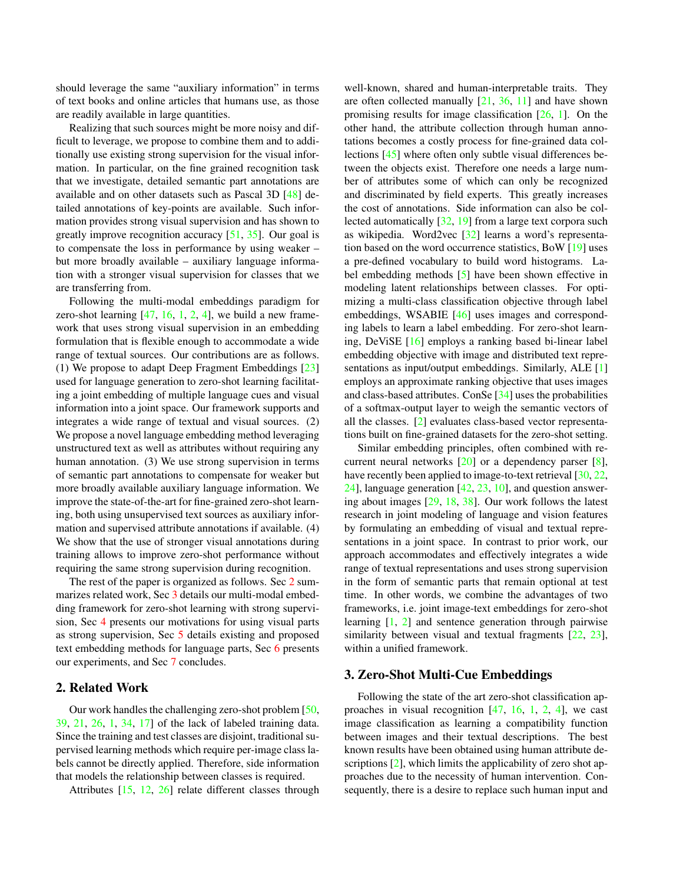should leverage the same "auxiliary information" in terms of text books and online articles that humans use, as those are readily available in large quantities.

Realizing that such sources might be more noisy and difficult to leverage, we propose to combine them and to additionally use existing strong supervision for the visual information. In particular, on the fine grained recognition task that we investigate, detailed semantic part annotations are available and on other datasets such as Pascal 3D [48] detailed annotations of key-points are available. Such information provides strong visual supervision and has shown to greatly improve recognition accuracy [51, 35]. Our goal is to compensate the loss in performance by using weaker – but more broadly available – auxiliary language information with a stronger visual supervision for classes that we are transferring from.

Following the multi-modal embeddings paradigm for zero-shot learning [47, 16, 1, 2, 4], we build a new framework that uses strong visual supervision in an embedding formulation that is flexible enough to accommodate a wide range of textual sources. Our contributions are as follows. (1) We propose to adapt Deep Fragment Embeddings [23] used for language generation to zero-shot learning facilitating a joint embedding of multiple language cues and visual information into a joint space. Our framework supports and integrates a wide range of textual and visual sources. (2) We propose a novel language embedding method leveraging unstructured text as well as attributes without requiring any human annotation. (3) We use strong supervision in terms of semantic part annotations to compensate for weaker but more broadly available auxiliary language information. We improve the state-of-the-art for fine-grained zero-shot learning, both using unsupervised text sources as auxiliary information and supervised attribute annotations if available. (4) We show that the use of stronger visual annotations during training allows to improve zero-shot performance without requiring the same strong supervision during recognition.

The rest of the paper is organized as follows. Sec 2 summarizes related work, Sec 3 details our multi-modal embedding framework for zero-shot learning with strong supervision, Sec 4 presents our motivations for using visual parts as strong supervision, Sec 5 details existing and proposed text embedding methods for language parts, Sec 6 presents our experiments, and Sec 7 concludes.

## 2. Related Work

Our work handles the challenging zero-shot problem [50, 39, 21, 26, 1, 34, 17] of the lack of labeled training data. Since the training and test classes are disjoint, traditional supervised learning methods which require per-image class labels cannot be directly applied. Therefore, side information that models the relationship between classes is required.

Attributes [15, 12, 26] relate different classes through well-known, shared and human-interpretable traits. They are often collected manually [21, 36, 11] and have shown promising results for image classification [26, 1]. On the other hand, the attribute collection through human annotations becomes a costly process for fine-grained data collections [45] where often only subtle visual differences between the objects exist. Therefore one needs a large number of attributes some of which can only be recognized and discriminated by field experts. This greatly increases the cost of annotations. Side information can also be collected automatically [32, 19] from a large text corpora such as wikipedia. Word2vec [32] learns a word's representation based on the word occurrence statistics, BoW [19] uses a pre-defined vocabulary to build word histograms. Label embedding methods [5] have been shown effective in modeling latent relationships between classes. For optimizing a multi-class classification objective through label embeddings, WSABIE [46] uses images and corresponding labels to learn a label embedding. For zero-shot learning, DeViSE [16] employs a ranking based bi-linear label embedding objective with image and distributed text representations as input/output embeddings. Similarly, ALE [1] employs an approximate ranking objective that uses images and class-based attributes. ConSe [34] uses the probabilities of a softmax-output layer to weigh the semantic vectors of all the classes. [2] evaluates class-based vector representations built on fine-grained datasets for the zero-shot setting.

Similar embedding principles, often combined with recurrent neural networks [20] or a dependency parser [8], have recently been applied to image-to-text retrieval [30, 22, 24], language generation [42, 23, 10], and question answering about images [29, 18, 38]. Our work follows the latest research in joint modeling of language and vision features by formulating an embedding of visual and textual representations in a joint space. In contrast to prior work, our approach accommodates and effectively integrates a wide range of textual representations and uses strong supervision in the form of semantic parts that remain optional at test time. In other words, we combine the advantages of two frameworks, i.e. joint image-text embeddings for zero-shot learning [1, 2] and sentence generation through pairwise similarity between visual and textual fragments [22, 23], within a unified framework.

## 3. Zero-Shot Multi-Cue Embeddings

Following the state of the art zero-shot classification approaches in visual recognition [47, 16, 1, 2, 4], we cast image classification as learning a compatibility function between images and their textual descriptions. The best known results have been obtained using human attribute descriptions [2], which limits the applicability of zero shot approaches due to the necessity of human intervention. Consequently, there is a desire to replace such human input and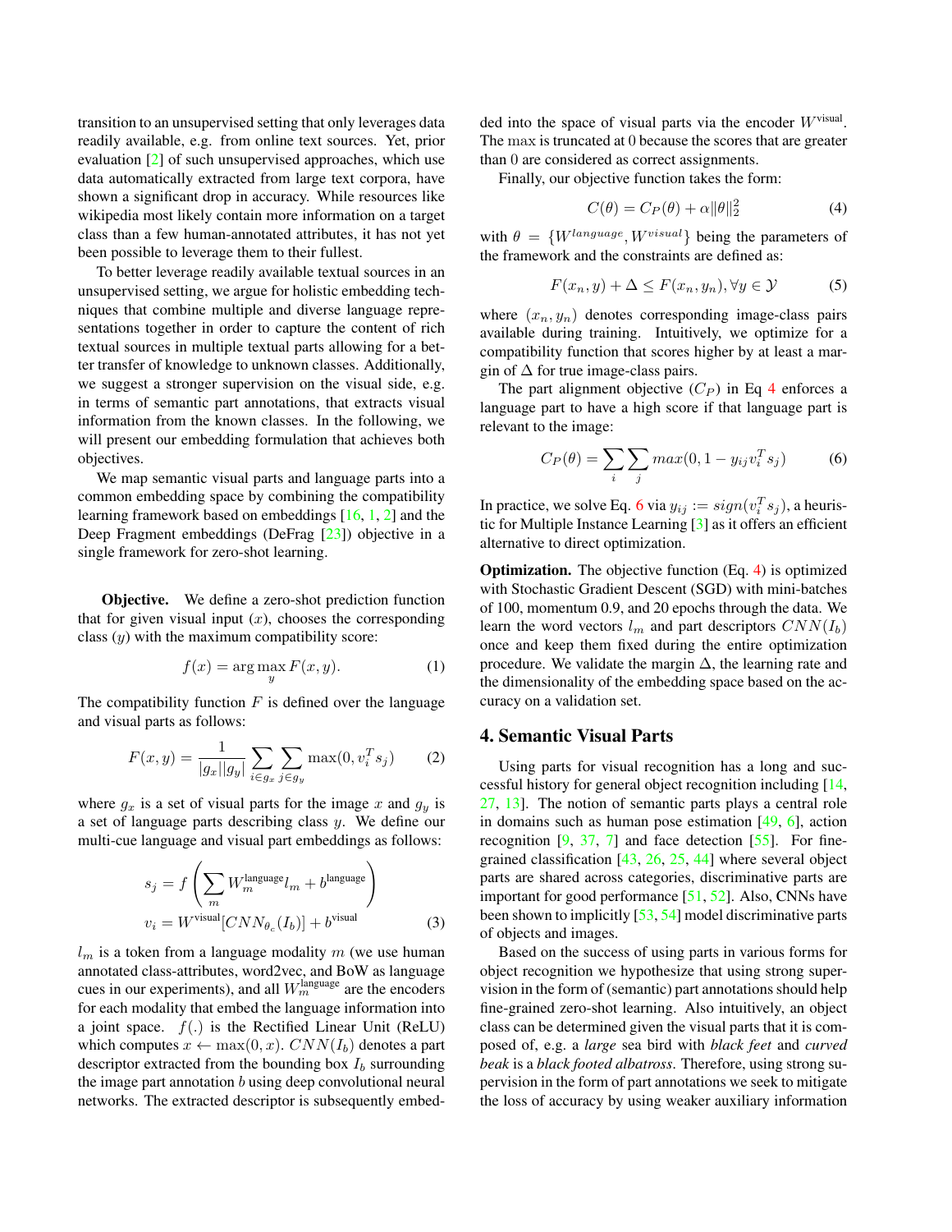transition to an unsupervised setting that only leverages data readily available, e.g. from online text sources. Yet, prior evaluation [2] of such unsupervised approaches, which use data automatically extracted from large text corpora, have shown a significant drop in accuracy. While resources like wikipedia most likely contain more information on a target class than a few human-annotated attributes, it has not yet been possible to leverage them to their fullest.

To better leverage readily available textual sources in an unsupervised setting, we argue for holistic embedding techniques that combine multiple and diverse language representations together in order to capture the content of rich textual sources in multiple textual parts allowing for a better transfer of knowledge to unknown classes. Additionally, we suggest a stronger supervision on the visual side, e.g. in terms of semantic part annotations, that extracts visual information from the known classes. In the following, we will present our embedding formulation that achieves both objectives.

We map semantic visual parts and language parts into a common embedding space by combining the compatibility learning framework based on embeddings [16, 1, 2] and the Deep Fragment embeddings (DeFrag [23]) objective in a single framework for zero-shot learning.

**Objective.** We define a zero-shot prediction function that for given visual input ($x$), chooses the corresponding class ($y$) with the maximum compatibility score:

$$f(x) = \arg\max_{y} F(x, y). \tag{1}$$

The compatibility function $F$ is defined over the language and visual parts as follows:

$$F(x, y) = \frac{1}{|g_x||g_y|} \sum_{i \in g_x} \sum_{j \in g_y} \max(0, v_i^T s_j) \tag{2}$$

where $g_x$ is a set of visual parts for the image $x$ and $g_y$ is a set of language parts describing class $y$. We define our multi-cue language and visual part embeddings as follows:

$$\begin{aligned} s_j &= f\left(\sum_m W_m^{\text{language}} l_m + b^{\text{language}}\right) \\ v_i &= W^{\text{visual}}[CNN_{\theta_c}(I_b)] + b^{\text{visual}} \end{aligned} \tag{3}$$

$l_m$ is a token from a language modality $m$ (we use human annotated class-attributes, word2vec, and BoW as language cues in our experiments), and all $W_m^{\text{language}}$ are the encoders for each modality that embed the language information into a joint space. $f(.)$ is the Rectified Linear Unit (ReLU) which computes $x \leftarrow \max(0, x)$. $CNN(I_b)$ denotes a part descriptor extracted from the bounding box $I_b$ surrounding the image part annotation $b$ using deep convolutional neural networks. The extracted descriptor is subsequently embedded into the space of visual parts via the encoder $W^{\text{visual}}$. The $\max$ is truncated at $0$ because the scores that are greater than $0$ are considered as correct assignments.

Finally, our objective function takes the form:

$$C(\theta) = C_P(\theta) + \alpha\|\theta\|_2^2 \tag{4}$$

with $\theta = \{W^{language}, W^{visual}\}$ being the parameters of the framework and the constraints are defined as:

$$F(x_n, y) + \Delta \leq F(x_n, y_n), \forall y \in \mathcal{Y} \tag{5}$$

where $(x_n, y_n)$ denotes corresponding image-class pairs available during training. Intuitively, we optimize for a compatibility function that scores higher by at least a margin of $\Delta$ for true image-class pairs.

The part alignment objective ($C_P$) in Eq 4 enforces a language part to have a high score if that language part is relevant to the image:

$$C_P(\theta) = \sum_i \sum_j max(0, 1 - y_{ij} v_i^T s_j) \tag{6}$$

In practice, we solve Eq. 6 via $y_{ij} := sign(v_i^T s_j)$, a heuristic for Multiple Instance Learning [3] as it offers an efficient alternative to direct optimization.

**Optimization.** The objective function (Eq. 4) is optimized with Stochastic Gradient Descent (SGD) with mini-batches of 100, momentum 0.9, and 20 epochs through the data. We learn the word vectors $l_m$ and part descriptors $CNN(I_b)$ once and keep them fixed during the entire optimization procedure. We validate the margin $\Delta$, the learning rate and the dimensionality of the embedding space based on the accuracy on a validation set.

## 4. Semantic Visual Parts

Using parts for visual recognition has a long and successful history for general object recognition including [14, 27, 13]. The notion of semantic parts plays a central role in domains such as human pose estimation [49, 6], action recognition [9, 37, 7] and face detection [55]. For fine-grained classification [43, 26, 25, 44] where several object parts are shared across categories, discriminative parts are important for good performance [51, 52]. Also, CNNs have been shown to implicitly [53, 54] model discriminative parts of objects and images.

Based on the success of using parts in various forms for object recognition we hypothesize that using strong supervision in the form of (semantic) part annotations should help fine-grained zero-shot learning. Also intuitively, an object class can be determined given the visual parts that it is composed of, e.g. a *large* sea bird with *black feet* and *curved beak* is a *black footed albatross*. Therefore, using strong supervision in the form of part annotations we seek to mitigate the loss of accuracy by using weaker auxiliary information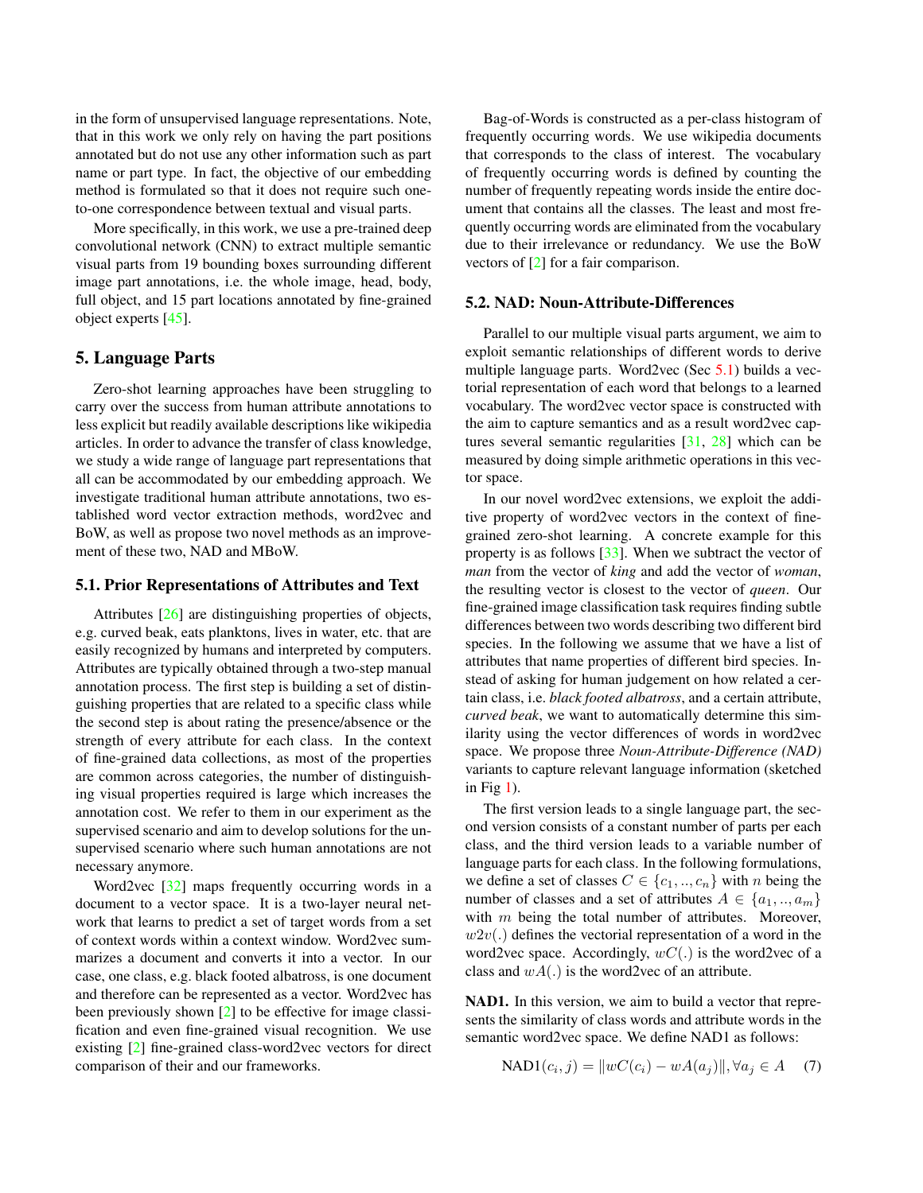in the form of unsupervised language representations. Note, that in this work we only rely on having the part positions annotated but do not use any other information such as part name or part type. In fact, the objective of our embedding method is formulated so that it does not require such one-to-one correspondence between textual and visual parts.

More specifically, in this work, we use a pre-trained deep convolutional network (CNN) to extract multiple semantic visual parts from 19 bounding boxes surrounding different image part annotations, i.e. the whole image, head, body, full object, and 15 part locations annotated by fine-grained object experts [45].

## 5. Language Parts

Zero-shot learning approaches have been struggling to carry over the success from human attribute annotations to less explicit but readily available descriptions like wikipedia articles. In order to advance the transfer of class knowledge, we study a wide range of language part representations that all can be accommodated by our embedding approach. We investigate traditional human attribute annotations, two established word vector extraction methods, word2vec and BoW, as well as propose two novel methods as an improvement of these two, NAD and MBoW.

### 5.1. Prior Representations of Attributes and Text

Attributes [26] are distinguishing properties of objects, e.g. curved beak, eats planktons, lives in water, etc. that are easily recognized by humans and interpreted by computers. Attributes are typically obtained through a two-step manual annotation process. The first step is building a set of distinguishing properties that are related to a specific class while the second step is about rating the presence/absence or the strength of every attribute for each class. In the context of fine-grained data collections, as most of the properties are common across categories, the number of distinguishing visual properties required is large which increases the annotation cost. We refer to them in our experiment as the supervised scenario and aim to develop solutions for the unsupervised scenario where such human annotations are not necessary anymore.

Word2vec [32] maps frequently occurring words in a document to a vector space. It is a two-layer neural network that learns to predict a set of target words from a set of context words within a context window. Word2vec summarizes a document and converts it into a vector. In our case, one class, e.g. black footed albatross, is one document and therefore can be represented as a vector. Word2vec has been previously shown [2] to be effective for image classification and even fine-grained visual recognition. We use existing [2] fine-grained class-word2vec vectors for direct comparison of their and our frameworks.

Bag-of-Words is constructed as a per-class histogram of frequently occurring words. We use wikipedia documents that corresponds to the class of interest. The vocabulary of frequently occurring words is defined by counting the number of frequently repeating words inside the entire document that contains all the classes. The least and most frequently occurring words are eliminated from the vocabulary due to their irrelevance or redundancy. We use the BoW vectors of [2] for a fair comparison.

### 5.2. NAD: Noun-Attribute-Differences

Parallel to our multiple visual parts argument, we aim to exploit semantic relationships of different words to derive multiple language parts. Word2vec (Sec 5.1) builds a vectorial representation of each word that belongs to a learned vocabulary. The word2vec vector space is constructed with the aim to capture semantics and as a result word2vec captures several semantic regularities [31, 28] which can be measured by doing simple arithmetic operations in this vector space.

In our novel word2vec extensions, we exploit the additive property of word2vec vectors in the context of fine-grained zero-shot learning. A concrete example for this property is as follows [33]. When we subtract the vector of *man* from the vector of *king* and add the vector of *woman*, the resulting vector is closest to the vector of *queen*. Our fine-grained image classification task requires finding subtle differences between two words describing two different bird species. In the following we assume that we have a list of attributes that name properties of different bird species. Instead of asking for human judgement on how related a certain class, i.e. *black footed albatross*, and a certain attribute, *curved beak*, we want to automatically determine this similarity using the vector differences of words in word2vec space. We propose three *Noun-Attribute-Difference (NAD)* variants to capture relevant language information (sketched in Fig 1).

The first version leads to a single language part, the second version consists of a constant number of parts per each class, and the third version leads to a variable number of language parts for each class. In the following formulations, we define a set of classes $C \in \{c_1, .., c_n\}$ with $n$ being the number of classes and a set of attributes $A \in \{a_1, .., a_m\}$ with $m$ being the total number of attributes. Moreover, $w2v(.)$ defines the vectorial representation of a word in the word2vec space. Accordingly, $wC(.)$ is the word2vec of a class and $wA(.)$ is the word2vec of an attribute.

**NAD1.** In this version, we aim to build a vector that represents the similarity of class words and attribute words in the semantic word2vec space. We define NAD1 as follows:

$$\text{NAD1}(c_i, j) = \|wC(c_i) - wA(a_j)\|, \forall a_j \in A \quad (7)$$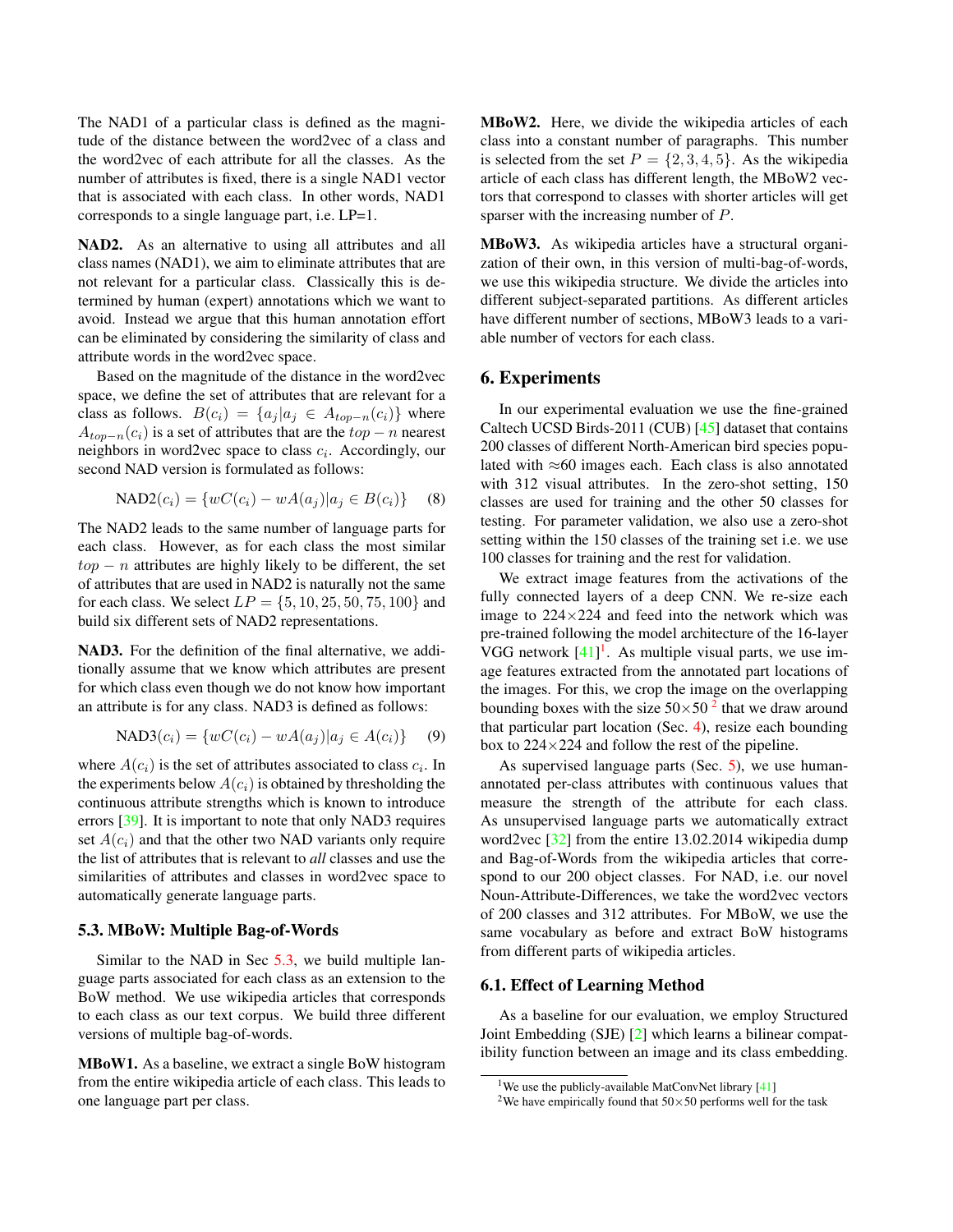The NAD1 of a particular class is defined as the magnitude of the distance between the word2vec of a class and the word2vec of each attribute for all the classes. As the number of attributes is fixed, there is a single NAD1 vector that is associated with each class. In other words, NAD1 corresponds to a single language part, i.e. LP=1.

**NAD2.** As an alternative to using all attributes and all class names (NAD1), we aim to eliminate attributes that are not relevant for a particular class. Classically this is determined by human (expert) annotations which we want to avoid. Instead we argue that this human annotation effort can be eliminated by considering the similarity of class and attribute words in the word2vec space.

Based on the magnitude of the distance in the word2vec space, we define the set of attributes that are relevant for a class as follows. $B(c_i) = \{a_j | a_j \in A_{top-n}(c_i)\}$ where $A_{top-n}(c_i)$ is a set of attributes that are the $top - n$ nearest neighbors in word2vec space to class $c_i$. Accordingly, our second NAD version is formulated as follows:

$$\text{NAD2}(c_i) = \{wC(c_i) - wA(a_j) | a_j \in B(c_i)\} \quad (8)$$

The NAD2 leads to the same number of language parts for each class. However, as for each class the most similar $top - n$ attributes are highly likely to be different, the set of attributes that are used in NAD2 is naturally not the same for each class. We select $LP = \{5, 10, 25, 50, 75, 100\}$ and build six different sets of NAD2 representations.

**NAD3.** For the definition of the final alternative, we additionally assume that we know which attributes are present for which class even though we do not know how important an attribute is for any class. NAD3 is defined as follows:

$$\text{NAD3}(c_i) = \{wC(c_i) - wA(a_j) | a_j \in A(c_i)\} \quad (9)$$

where $A(c_i)$ is the set of attributes associated to class $c_i$. In the experiments below $A(c_i)$ is obtained by thresholding the continuous attribute strengths which is known to introduce errors [39]. It is important to note that only NAD3 requires set $A(c_i)$ and that the other two NAD variants only require the list of attributes that is relevant to *all* classes and use the similarities of attributes and classes in word2vec space to automatically generate language parts.

### 5.3. MBoW: Multiple Bag-of-Words

Similar to the NAD in Sec 5.3, we build multiple language parts associated for each class as an extension to the BoW method. We use wikipedia articles that corresponds to each class as our text corpus. We build three different versions of multiple bag-of-words.

**MBoW1.** As a baseline, we extract a single BoW histogram from the entire wikipedia article of each class. This leads to one language part per class.

**MBoW2.** Here, we divide the wikipedia articles of each class into a constant number of paragraphs. This number is selected from the set $P = \{2, 3, 4, 5\}$. As the wikipedia article of each class has different length, the MBoW2 vectors that correspond to classes with shorter articles will get sparser with the increasing number of $P$.

**MBoW3.** As wikipedia articles have a structural organization of their own, in this version of multi-bag-of-words, we use this wikipedia structure. We divide the articles into different subject-separated partitions. As different articles have different number of sections, MBoW3 leads to a variable number of vectors for each class.

## 6. Experiments

In our experimental evaluation we use the fine-grained Caltech UCSD Birds-2011 (CUB) [45] dataset that contains 200 classes of different North-American bird species populated with ≈60 images each. Each class is also annotated with 312 visual attributes. In the zero-shot setting, 150 classes are used for training and the other 50 classes for testing. For parameter validation, we also use a zero-shot setting within the 150 classes of the training set i.e. we use 100 classes for training and the rest for validation.

We extract image features from the activations of the fully connected layers of a deep CNN. We re-size each image to 224×224 and feed into the network which was pre-trained following the model architecture of the 16-layer VGG network [41][1]. As multiple visual parts, we use image features extracted from the annotated part locations of the images. For this, we crop the image on the overlapping bounding boxes with the size 50×50 [2] that we draw around that particular part location (Sec. 4), resize each bounding box to 224×224 and follow the rest of the pipeline.

As supervised language parts (Sec. 5), we use human-annotated per-class attributes with continuous values that measure the strength of the attribute for each class. As unsupervised language parts we automatically extract word2vec [32] from the entire 13.02.2014 wikipedia dump and Bag-of-Words from the wikipedia articles that correspond to our 200 object classes. For NAD, i.e. our novel Noun-Attribute-Differences, we take the word2vec vectors of 200 classes and 312 attributes. For MBoW, we use the same vocabulary as before and extract BoW histograms from different parts of wikipedia articles.

### 6.1. Effect of Learning Method

As a baseline for our evaluation, we employ Structured Joint Embedding (SJE) [2] which learns a bilinear compatibility function between an image and its class embedding.

[1] We use the publicly-available MatConvNet library [41]

[2] We have empirically found that 50×50 performs well for the task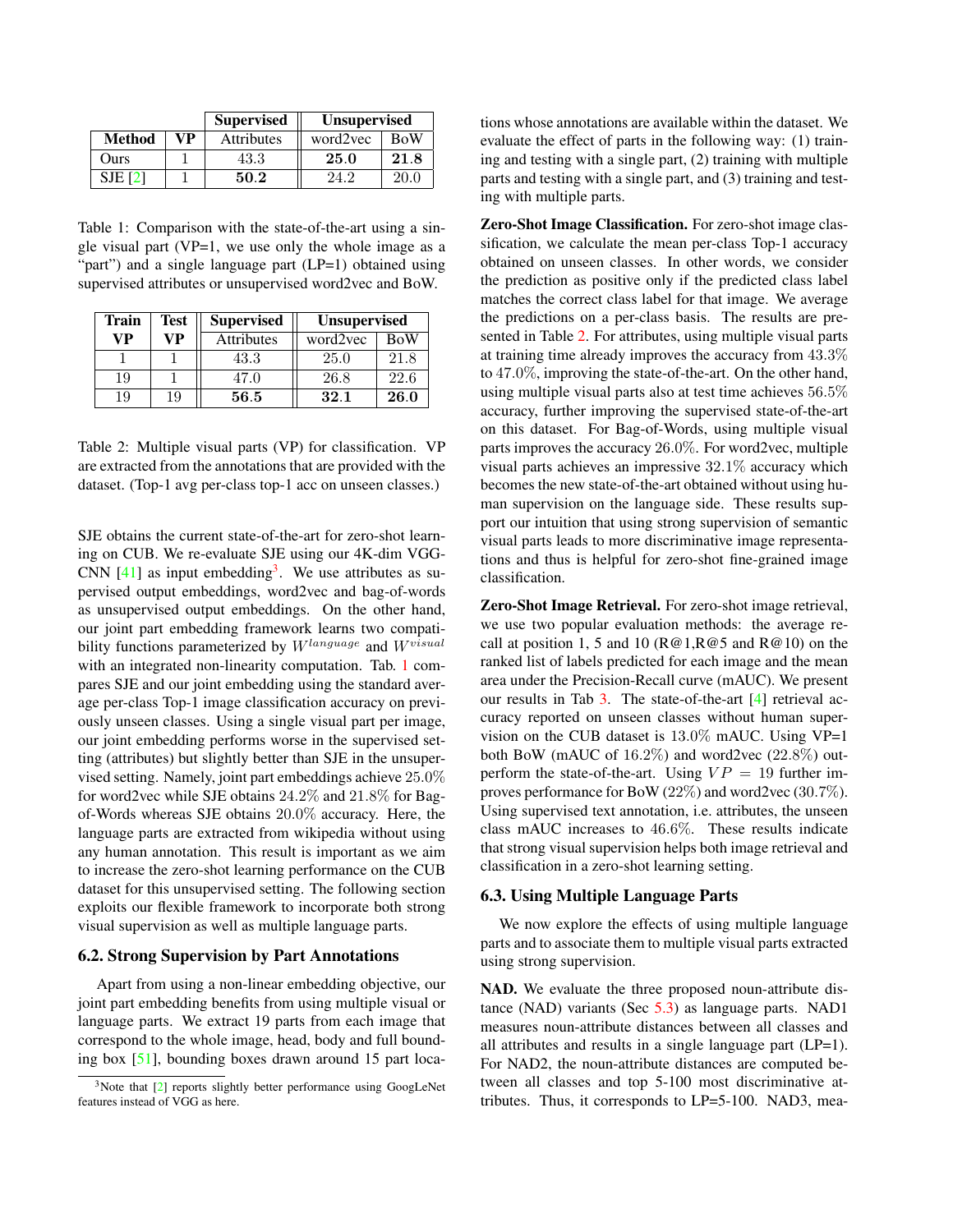| | | Supervised | Unsupervised | |
|---|---|---|---|---|
| **Method** | **VP** | Attributes | word2vec | BoW |
| Ours | 1 | 43.3 | **25.0** | **21.8** |
| SJE [2] | 1 | **50.2** | 24.2 | 20.0 |

Table 1: Comparison with the state-of-the-art using a single visual part (VP=1, we use only the whole image as a "part") and a single language part (LP=1) obtained using supervised attributes or unsupervised word2vec and BoW.

| **Train** | **Test** | **Supervised** | **Unsupervised** | |
|---|---|---|---|---|
| **VP** | **VP** | Attributes | word2vec | BoW |
| 1 | 1 | 43.3 | 25.0 | 21.8 |
| 19 | 1 | 47.0 | 26.8 | 22.6 |
| 19 | 19 | **56.5** | **32.1** | **26.0** |

Table 2: Multiple visual parts (VP) for classification. VP are extracted from the annotations that are provided with the dataset. (Top-1 avg per-class top-1 acc on unseen classes.)

SJE obtains the current state-of-the-art for zero-shot learning on CUB. We re-evaluate SJE using our 4K-dim VGG-CNN [41] as input embedding[3]. We use attributes as supervised output embeddings, word2vec and bag-of-words as unsupervised output embeddings. On the other hand, our joint part embedding framework learns two compatibility functions parameterized by $W^{language}$ and $W^{visual}$ with an integrated non-linearity computation. Tab. 1 compares SJE and our joint embedding using the standard average per-class Top-1 image classification accuracy on previously unseen classes. Using a single visual part per image, our joint embedding performs worse in the supervised setting (attributes) but slightly better than SJE in the unsupervised setting. Namely, joint part embeddings achieve 25.0% for word2vec while SJE obtains 24.2% and 21.8% for Bag-of-Words whereas SJE obtains 20.0% accuracy. Here, the language parts are extracted from wikipedia without using any human annotation. This result is important as we aim to increase the zero-shot learning performance on the CUB dataset for this unsupervised setting. The following section exploits our flexible framework to incorporate both strong visual supervision as well as multiple language parts.

## 6.2. Strong Supervision by Part Annotations

Apart from using a non-linear embedding objective, our joint part embedding benefits from using multiple visual or language parts. We extract 19 parts from each image that correspond to the whole image, head, body and full bounding box [51], bounding boxes drawn around 15 part locations whose annotations are available within the dataset. We evaluate the effect of parts in the following way: (1) training and testing with a single part, (2) training with multiple parts and testing with a single part, and (3) training and testing with multiple parts.

[3] Note that [2] reports slightly better performance using GoogLeNet features instead of VGG as here.

**Zero-Shot Image Classification.** For zero-shot image classification, we calculate the mean per-class Top-1 accuracy obtained on unseen classes. In other words, we consider the prediction as positive only if the predicted class label matches the correct class label for that image. We average the predictions on a per-class basis. The results are presented in Table 2. For attributes, using multiple visual parts at training time already improves the accuracy from 43.3% to 47.0%, improving the state-of-the-art. On the other hand, using multiple visual parts also at test time achieves 56.5% accuracy, further improving the supervised state-of-the-art on this dataset. For Bag-of-Words, using multiple visual parts improves the accuracy 26.0%. For word2vec, multiple visual parts achieves an impressive 32.1% accuracy which becomes the new state-of-the-art obtained without using human supervision on the language side. These results support our intuition that using strong supervision of semantic visual parts leads to more discriminative image representations and thus is helpful for zero-shot fine-grained image classification.

**Zero-Shot Image Retrieval.** For zero-shot image retrieval, we use two popular evaluation methods: the average recall at position 1, 5 and 10 (R@1,R@5 and R@10) on the ranked list of labels predicted for each image and the mean area under the Precision-Recall curve (mAUC). We present our results in Tab 3. The state-of-the-art [4] retrieval accuracy reported on unseen classes without human supervision on the CUB dataset is 13.0% mAUC. Using VP=1 both BoW (mAUC of 16.2%) and word2vec (22.8%) outperform the state-of-the-art. Using $VP = 19$ further improves performance for BoW (22%) and word2vec (30.7%). Using supervised text annotation, i.e. attributes, the unseen class mAUC increases to 46.6%. These results indicate that strong visual supervision helps both image retrieval and classification in a zero-shot learning setting.

## 6.3. Using Multiple Language Parts

We now explore the effects of using multiple language parts and to associate them to multiple visual parts extracted using strong supervision.

**NAD.** We evaluate the three proposed noun-attribute distance (NAD) variants (Sec 5.3) as language parts. NAD1 measures noun-attribute distances between all classes and all attributes and results in a single language part (LP=1). For NAD2, the noun-attribute distances are computed between all classes and top 5-100 most discriminative attributes. Thus, it corresponds to LP=5-100. NAD3, mea-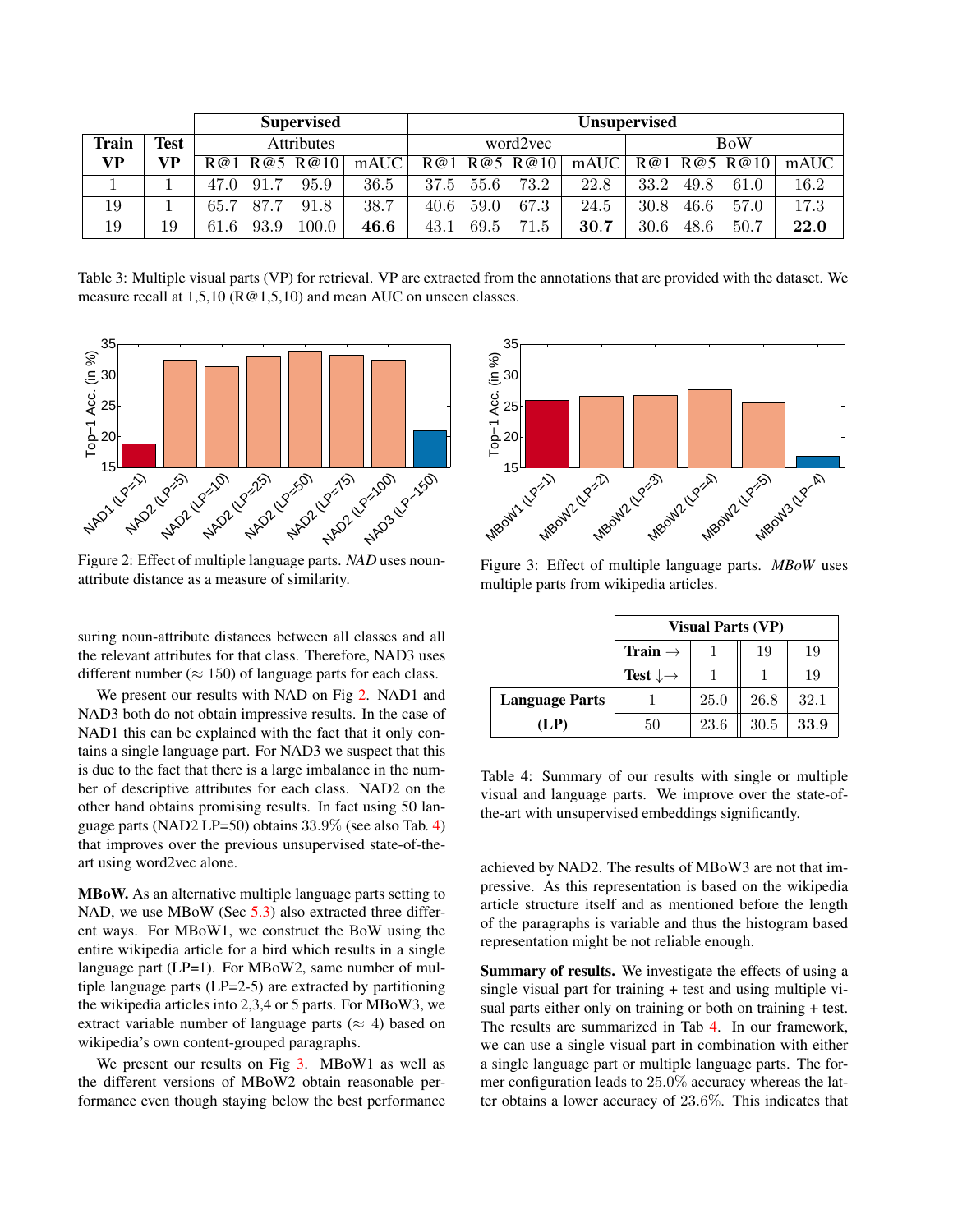| Train VP | Test VP | Supervised | | | | Unsupervised | | | | | | | |
|---|---|---|---|---|---|---|---|---|---|---|---|---|---|
| | | Attributes | | | | word2vec | | | | BoW | | | |
| | | R@1 | R@5 | R@10 | mAUC | R@1 | R@5 | R@10 | mAUC | R@1 | R@5 | R@10 | mAUC |
| 1 | 1 | 47.0 | 91.7 | 95.9 | 36.5 | 37.5 | 55.6 | 73.2 | 22.8 | 33.2 | 49.8 | 61.0 | 16.2 |
| 19 | 1 | 65.7 | 87.7 | 91.8 | 38.7 | 40.6 | 59.0 | 67.3 | 24.5 | 30.8 | 46.6 | 57.0 | 17.3 |
| 19 | 19 | 61.6 | 93.9 | 100.0 | **46.6** | 43.1 | 69.5 | 71.5 | **30.7** | 30.6 | 48.6 | 50.7 | **22.0** |

Table 3: Multiple visual parts (VP) for retrieval. VP are extracted from the annotations that are provided with the dataset. We measure recall at 1,5,10 (R@1,5,10) and mean AUC on unseen classes.

Figure 2: Effect of multiple language parts. *NAD* uses noun-attribute distance as a measure of similarity.

Figure 3: Effect of multiple language parts. *MBoW* uses multiple parts from wikipedia articles.

suring noun-attribute distances between all classes and all the relevant attributes for that class. Therefore, NAD3 uses different number ($\approx 150$) of language parts for each class.

We present our results with NAD on Fig 2. NAD1 and NAD3 both do not obtain impressive results. In the case of NAD1 this can be explained with the fact that it only contains a single language part. For NAD3 we suspect that this is due to the fact that there is a large imbalance in the number of descriptive attributes for each class. NAD2 on the other hand obtains promising results. In fact using 50 language parts (NAD2 LP=50) obtains $33.9\%$ (see also Tab. 4) that improves over the previous unsupervised state-of-the-art using word2vec alone.

**MBoW.** As an alternative multiple language parts setting to NAD, we use MBoW (Sec 5.3) also extracted three different ways. For MBoW1, we construct the BoW using the entire wikipedia article for a bird which results in a single language part (LP=1). For MBoW2, same number of multiple language parts (LP=2-5) are extracted by partitioning the wikipedia articles into 2,3,4 or 5 parts. For MBoW3, we extract variable number of language parts ($\approx 4$) based on wikipedia's own content-grouped paragraphs.

We present our results on Fig 3. MBoW1 as well as the different versions of MBoW2 obtain reasonable performance even though staying below the best performance achieved by NAD2. The results of MBoW3 are not that impressive. As this representation is based on the wikipedia article structure itself and as mentioned before the length of the paragraphs is variable and thus the histogram based representation might be not reliable enough.

| | Visual Parts (VP) | | | |
|---|---|---|---|---|
| | **Train →** | 1 | 19 | 19 |
| | **Test ↓→** | 1 | 1 | 19 |
| **Language Parts (LP)** | 1 | 25.0 | 26.8 | 32.1 |
| | 50 | 23.6 | 30.5 | **33.9** |

Table 4: Summary of our results with single or multiple visual and language parts. We improve over the state-of-the-art with unsupervised embeddings significantly.

**Summary of results.** We investigate the effects of using a single visual part for training + test and using multiple visual parts either only on training or both on training + test. The results are summarized in Tab 4. In our framework, we can use a single visual part in combination with either a single language part or multiple language parts. The former configuration leads to $25.0\%$ accuracy whereas the latter obtains a lower accuracy of $23.6\%$. This indicates that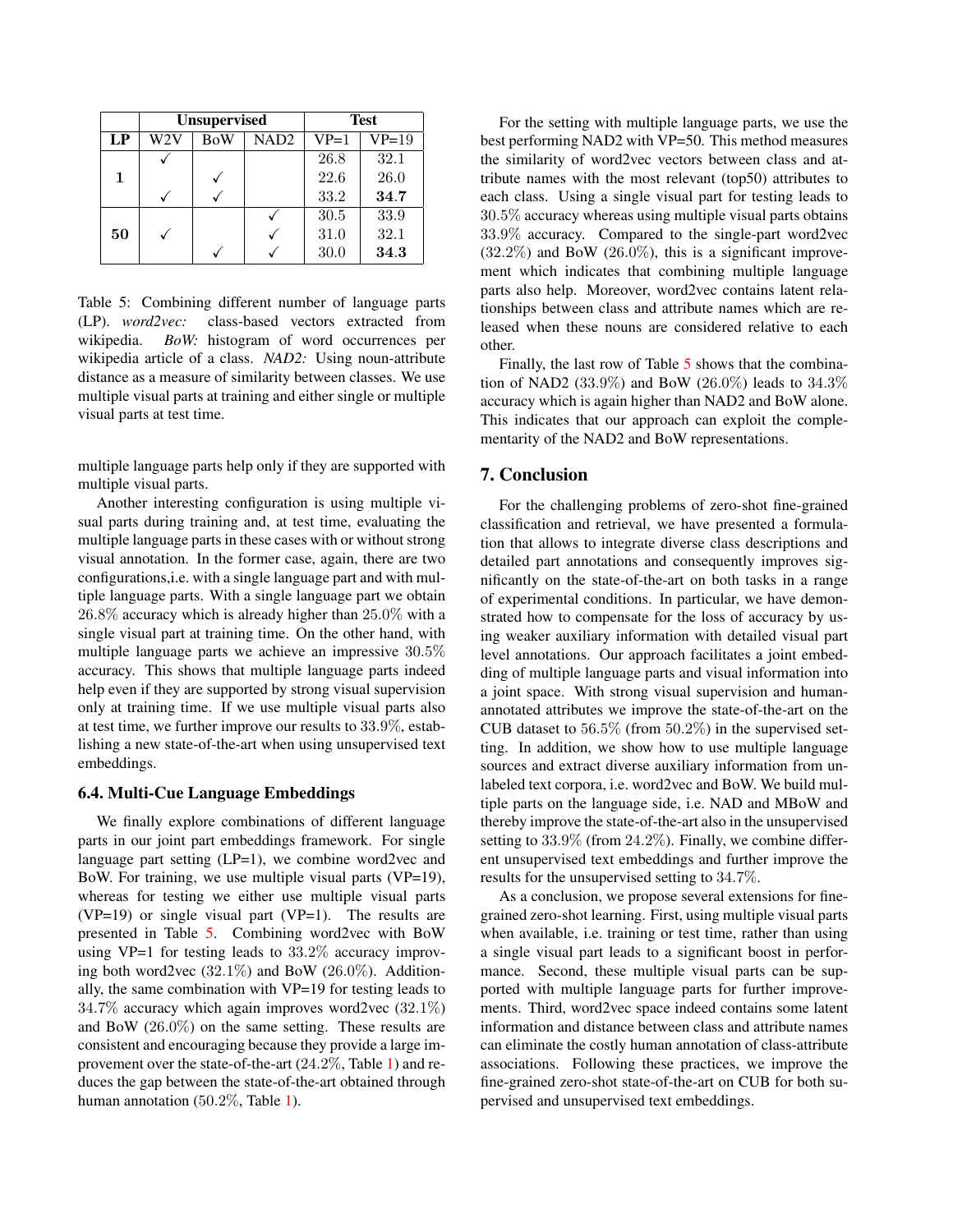|  | Unsupervised |  |  | Test |  |
|---|---|---|---|---|---|
| **LP** | W2V | BoW | NAD2 | VP=1 | VP=19 |
| **1** | ✓ |  |  | 26.8 | 32.1 |
|  |  | ✓ |  | 22.6 | 26.0 |
|  | ✓ | ✓ |  | 33.2 | **34.7** |
| **50** |  |  | ✓ | 30.5 | 33.9 |
|  | ✓ |  | ✓ | 31.0 | 32.1 |
|  |  | ✓ | ✓ | 30.0 | **34.3** |

Table 5: Combining different number of language parts (LP). *word2vec:* class-based vectors extracted from wikipedia. *BoW:* histogram of word occurrences per wikipedia article of a class. *NAD2:* Using noun-attribute distance as a measure of similarity between classes. We use multiple visual parts at training and either single or multiple visual parts at test time.

multiple language parts help only if they are supported with multiple visual parts.

Another interesting configuration is using multiple visual parts during training and, at test time, evaluating the multiple language parts in these cases with or without strong visual annotation. In the former case, again, there are two configurations,i.e. with a single language part and with multiple language parts. With a single language part we obtain $26.8\%$ accuracy which is already higher than $25.0\%$ with a single visual part at training time. On the other hand, with multiple language parts we achieve an impressive $30.5\%$ accuracy. This shows that multiple language parts indeed help even if they are supported by strong visual supervision only at training time. If we use multiple visual parts also at test time, we further improve our results to $33.9\%$, establishing a new state-of-the-art when using unsupervised text embeddings.

### 6.4. Multi-Cue Language Embeddings

We finally explore combinations of different language parts in our joint part embeddings framework. For single language part setting (LP=1), we combine word2vec and BoW. For training, we use multiple visual parts (VP=19), whereas for testing we either use multiple visual parts (VP=19) or single visual part (VP=1). The results are presented in Table 5. Combining word2vec with BoW using VP=1 for testing leads to $33.2\%$ accuracy improving both word2vec ($32.1\%$) and BoW ($26.0\%$). Additionally, the same combination with VP=19 for testing leads to $34.7\%$ accuracy which again improves word2vec ($32.1\%$) and BoW ($26.0\%$) on the same setting. These results are consistent and encouraging because they provide a large improvement over the state-of-the-art ($24.2\%$, Table 1) and reduces the gap between the state-of-the-art obtained through human annotation ($50.2\%$, Table 1).

For the setting with multiple language parts, we use the best performing NAD2 with VP=50. This method measures the similarity of word2vec vectors between class and attribute names with the most relevant (top50) attributes to each class. Using a single visual part for testing leads to $30.5\%$ accuracy whereas using multiple visual parts obtains $33.9\%$ accuracy. Compared to the single-part word2vec ($32.2\%$) and BoW ($26.0\%$), this is a significant improvement which indicates that combining multiple language parts also help. Moreover, word2vec contains latent relationships between class and attribute names which are released when these nouns are considered relative to each other.

Finally, the last row of Table 5 shows that the combination of NAD2 ($33.9\%$) and BoW ($26.0\%$) leads to $34.3\%$ accuracy which is again higher than NAD2 and BoW alone. This indicates that our approach can exploit the complementarity of the NAD2 and BoW representations.

## 7. Conclusion

For the challenging problems of zero-shot fine-grained classification and retrieval, we have presented a formulation that allows to integrate diverse class descriptions and detailed part annotations and consequently improves significantly on the state-of-the-art on both tasks in a range of experimental conditions. In particular, we have demonstrated how to compensate for the loss of accuracy by using weaker auxiliary information with detailed visual part level annotations. Our approach facilitates a joint embedding of multiple language parts and visual information into a joint space. With strong visual supervision and human-annotated attributes we improve the state-of-the-art on the CUB dataset to $56.5\%$ (from $50.2\%$) in the supervised setting. In addition, we show how to use multiple language sources and extract diverse auxiliary information from unlabeled text corpora, i.e. word2vec and BoW. We build multiple parts on the language side, i.e. NAD and MBoW and thereby improve the state-of-the-art also in the unsupervised setting to $33.9\%$ (from $24.2\%$). Finally, we combine different unsupervised text embeddings and further improve the results for the unsupervised setting to $34.7\%$.

As a conclusion, we propose several extensions for fine-grained zero-shot learning. First, using multiple visual parts when available, i.e. training or test time, rather than using a single visual part leads to a significant boost in performance. Second, these multiple visual parts can be supported with multiple language parts for further improvements. Third, word2vec space indeed contains some latent information and distance between class and attribute names can eliminate the costly human annotation of class-attribute associations. Following these practices, we improve the fine-grained zero-shot state-of-the-art on CUB for both supervised and unsupervised text embeddings.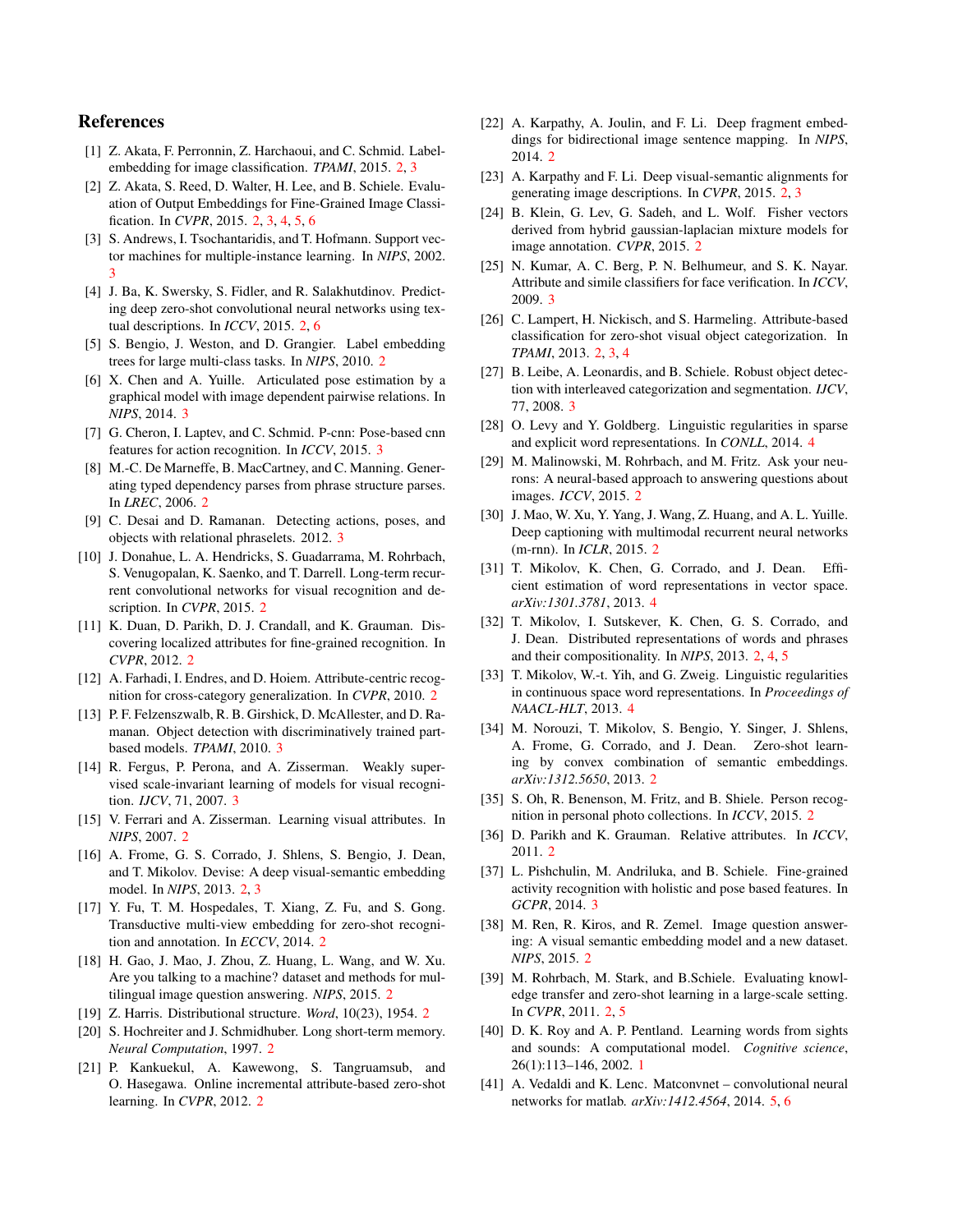# References

[1] Z. Akata, F. Perronnin, Z. Harchaoui, and C. Schmid. Label-embedding for image classification. *TPAMI*, 2015. 2, 3

[2] Z. Akata, S. Reed, D. Walter, H. Lee, and B. Schiele. Evaluation of Output Embeddings for Fine-Grained Image Classification. In *CVPR*, 2015. 2, 3, 4, 5, 6

[3] S. Andrews, I. Tsochantaridis, and T. Hofmann. Support vector machines for multiple-instance learning. In *NIPS*, 2002. 3

[4] J. Ba, K. Swersky, S. Fidler, and R. Salakhutdinov. Predicting deep zero-shot convolutional neural networks using textual descriptions. In *ICCV*, 2015. 2, 6

[5] S. Bengio, J. Weston, and D. Grangier. Label embedding trees for large multi-class tasks. In *NIPS*, 2010. 2

[6] X. Chen and A. Yuille. Articulated pose estimation by a graphical model with image dependent pairwise relations. In *NIPS*, 2014. 3

[7] G. Cheron, I. Laptev, and C. Schmid. P-cnn: Pose-based cnn features for action recognition. In *ICCV*, 2015. 3

[8] M.-C. De Marneffe, B. MacCartney, and C. Manning. Generating typed dependency parses from phrase structure parses. In *LREC*, 2006. 2

[9] C. Desai and D. Ramanan. Detecting actions, poses, and objects with relational phraselets. 2012. 3

[10] J. Donahue, L. A. Hendricks, S. Guadarrama, M. Rohrbach, S. Venugopalan, K. Saenko, and T. Darrell. Long-term recurrent convolutional networks for visual recognition and description. In *CVPR*, 2015. 2

[11] K. Duan, D. Parikh, D. J. Crandall, and K. Grauman. Discovering localized attributes for fine-grained recognition. In *CVPR*, 2012. 2

[12] A. Farhadi, I. Endres, and D. Hoiem. Attribute-centric recognition for cross-category generalization. In *CVPR*, 2010. 2

[13] P. F. Felzenszwalb, R. B. Girshick, D. McAllester, and D. Ramanan. Object detection with discriminatively trained part-based models. *TPAMI*, 2010. 3

[14] R. Fergus, P. Perona, and A. Zisserman. Weakly supervised scale-invariant learning of models for visual recognition. *IJCV*, 71, 2007. 3

[15] V. Ferrari and A. Zisserman. Learning visual attributes. In *NIPS*, 2007. 2

[16] A. Frome, G. S. Corrado, J. Shlens, S. Bengio, J. Dean, and T. Mikolov. Devise: A deep visual-semantic embedding model. In *NIPS*, 2013. 2, 3

[17] Y. Fu, T. M. Hospedales, T. Xiang, Z. Fu, and S. Gong. Transductive multi-view embedding for zero-shot recognition and annotation. In *ECCV*, 2014. 2

[18] H. Gao, J. Mao, J. Zhou, Z. Huang, L. Wang, and W. Xu. Are you talking to a machine? dataset and methods for multilingual image question answering. *NIPS*, 2015. 2

[19] Z. Harris. Distributional structure. *Word*, 10(23), 1954. 2

[20] S. Hochreiter and J. Schmidhuber. Long short-term memory. *Neural Computation*, 1997. 2

[21] P. Kankuekul, A. Kawewong, S. Tangruamsub, and O. Hasegawa. Online incremental attribute-based zero-shot learning. In *CVPR*, 2012. 2

[22] A. Karpathy, A. Joulin, and F. Li. Deep fragment embeddings for bidirectional image sentence mapping. In *NIPS*, 2014. 2

[23] A. Karpathy and F. Li. Deep visual-semantic alignments for generating image descriptions. In *CVPR*, 2015. 2, 3

[24] B. Klein, G. Lev, G. Sadeh, and L. Wolf. Fisher vectors derived from hybrid gaussian-laplacian mixture models for image annotation. *CVPR*, 2015. 2

[25] N. Kumar, A. C. Berg, P. N. Belhumeur, and S. K. Nayar. Attribute and simile classifiers for face verification. In *ICCV*, 2009. 3

[26] C. Lampert, H. Nickisch, and S. Harmeling. Attribute-based classification for zero-shot visual object categorization. In *TPAMI*, 2013. 2, 3, 4

[27] B. Leibe, A. Leonardis, and B. Schiele. Robust object detection with interleaved categorization and segmentation. *IJCV*, 77, 2008. 3

[28] O. Levy and Y. Goldberg. Linguistic regularities in sparse and explicit word representations. In *CONLL*, 2014. 4

[29] M. Malinowski, M. Rohrbach, and M. Fritz. Ask your neurons: A neural-based approach to answering questions about images. *ICCV*, 2015. 2

[30] J. Mao, W. Xu, Y. Yang, J. Wang, Z. Huang, and A. L. Yuille. Deep captioning with multimodal recurrent neural networks (m-rnn). In *ICLR*, 2015. 2

[31] T. Mikolov, K. Chen, G. Corrado, and J. Dean. Efficient estimation of word representations in vector space. *arXiv:1301.3781*, 2013. 4

[32] T. Mikolov, I. Sutskever, K. Chen, G. S. Corrado, and J. Dean. Distributed representations of words and phrases and their compositionality. In *NIPS*, 2013. 2, 4, 5

[33] T. Mikolov, W.-t. Yih, and G. Zweig. Linguistic regularities in continuous space word representations. In *Proceedings of NAACL-HLT*, 2013. 4

[34] M. Norouzi, T. Mikolov, S. Bengio, Y. Singer, J. Shlens, A. Frome, G. Corrado, and J. Dean. Zero-shot learning by convex combination of semantic embeddings. *arXiv:1312.5650*, 2013. 2

[35] S. Oh, R. Benenson, M. Fritz, and B. Shiele. Person recognition in personal photo collections. In *ICCV*, 2015. 2

[36] D. Parikh and K. Grauman. Relative attributes. In *ICCV*, 2011. 2

[37] L. Pishchulin, M. Andriluka, and B. Schiele. Fine-grained activity recognition with holistic and pose based features. In *GCPR*, 2014. 3

[38] M. Ren, R. Kiros, and R. Zemel. Image question answering: A visual semantic embedding model and a new dataset. *NIPS*, 2015. 2

[39] M. Rohrbach, M. Stark, and B.Schiele. Evaluating knowledge transfer and zero-shot learning in a large-scale setting. In *CVPR*, 2011. 2, 5

[40] D. K. Roy and A. P. Pentland. Learning words from sights and sounds: A computational model. *Cognitive science*, 26(1):113–146, 2002. 1

[41] A. Vedaldi and K. Lenc. Matconvnet – convolutional neural networks for matlab. *arXiv:1412.4564*, 2014. 5, 6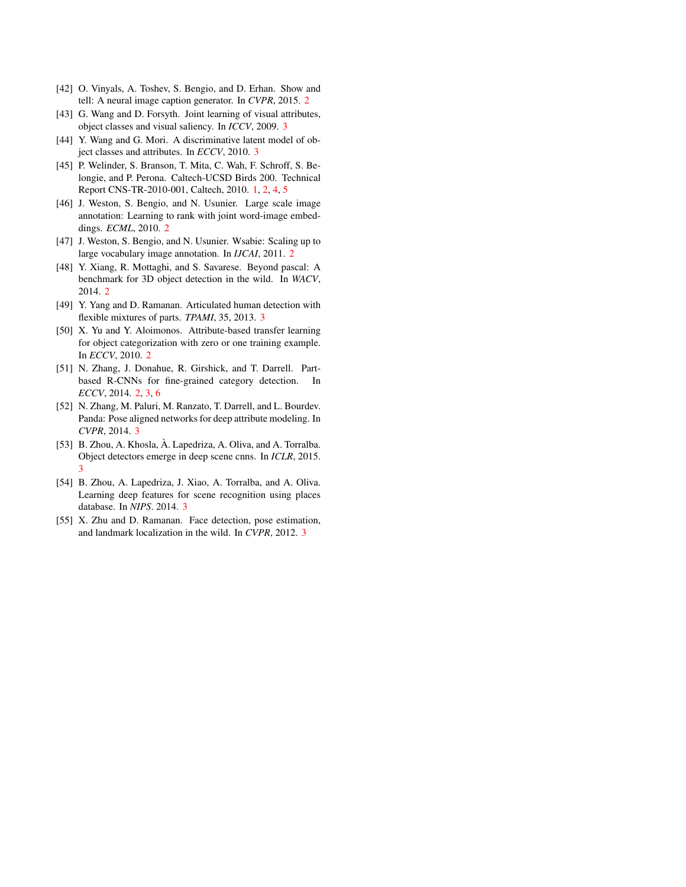[42] O. Vinyals, A. Toshev, S. Bengio, and D. Erhan. Show and tell: A neural image caption generator. In *CVPR*, 2015. 2

[43] G. Wang and D. Forsyth. Joint learning of visual attributes, object classes and visual saliency. In *ICCV*, 2009. 3

[44] Y. Wang and G. Mori. A discriminative latent model of object classes and attributes. In *ECCV*, 2010. 3

[45] P. Welinder, S. Branson, T. Mita, C. Wah, F. Schroff, S. Belongie, and P. Perona. Caltech-UCSD Birds 200. Technical Report CNS-TR-2010-001, Caltech, 2010. 1, 2, 4, 5

[46] J. Weston, S. Bengio, and N. Usunier. Large scale image annotation: Learning to rank with joint word-image embeddings. *ECML*, 2010. 2

[47] J. Weston, S. Bengio, and N. Usunier. Wsabie: Scaling up to large vocabulary image annotation. In *IJCAI*, 2011. 2

[48] Y. Xiang, R. Mottaghi, and S. Savarese. Beyond pascal: A benchmark for 3D object detection in the wild. In *WACV*, 2014. 2

[49] Y. Yang and D. Ramanan. Articulated human detection with flexible mixtures of parts. *TPAMI*, 35, 2013. 3

[50] X. Yu and Y. Aloimonos. Attribute-based transfer learning for object categorization with zero or one training example. In *ECCV*, 2010. 2

[51] N. Zhang, J. Donahue, R. Girshick, and T. Darrell. Part-based R-CNNs for fine-grained category detection. In *ECCV*, 2014. 2, 3, 6

[52] N. Zhang, M. Paluri, M. Ranzato, T. Darrell, and L. Bourdev. Panda: Pose aligned networks for deep attribute modeling. In *CVPR*, 2014. 3

[53] B. Zhou, A. Khosla, À. Lapedriza, A. Oliva, and A. Torralba. Object detectors emerge in deep scene cnns. In *ICLR*, 2015. 3

[54] B. Zhou, A. Lapedriza, J. Xiao, A. Torralba, and A. Oliva. Learning deep features for scene recognition using places database. In *NIPS*. 2014. 3

[55] X. Zhu and D. Ramanan. Face detection, pose estimation, and landmark localization in the wild. In *CVPR*, 2012. 3